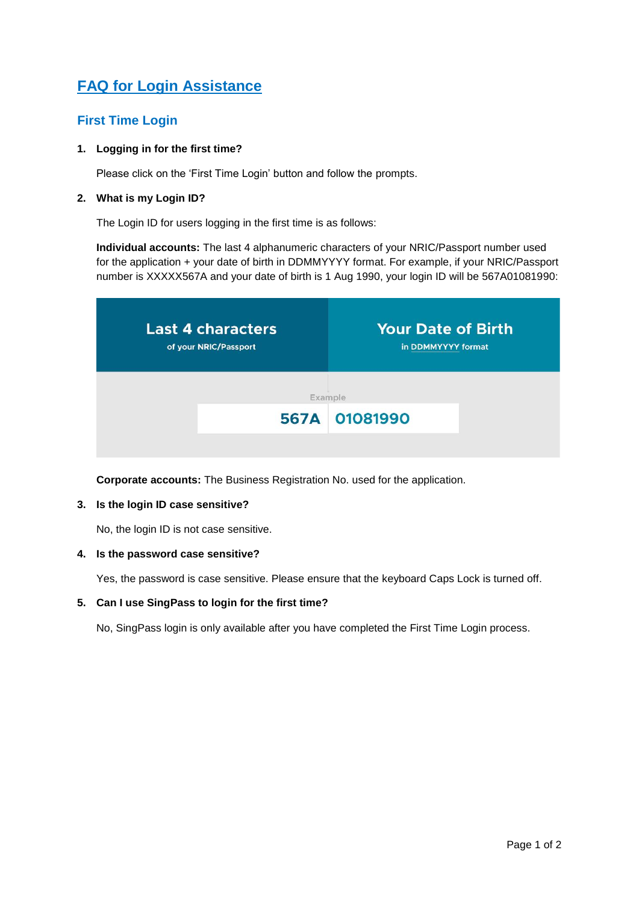# FAQ for Login Assistance

## First Time Login

1. **Logging in for the first time?**

   Please click on the 'First Time Login' button and follow the prompts.

2. **What is my Login ID?**

   The Login ID for users logging in the first time is as follows:

   **Individual accounts:** The last 4 alphanumeric characters of your NRIC/Passport number used for the application + your date of birth in DDMMYYYY format. For example, if your NRIC/Passport number is XXXXX567A and your date of birth is 1 Aug 1990, your login ID will be 567A01081990:

   | Last 4 characters of your NRIC/Passport | Your Date of Birth in DDMMYYYY format |
   | --- | --- |
   | Example | |
   | 567A | 01081990 |

   **Corporate accounts:** The Business Registration No. used for the application.

3. **Is the login ID case sensitive?**

   No, the login ID is not case sensitive.

4. **Is the password case sensitive?**

   Yes, the password is case sensitive. Please ensure that the keyboard Caps Lock is turned off.

5. **Can I use SingPass to login for the first time?**

   No, SingPass login is only available after you have completed the First Time Login process.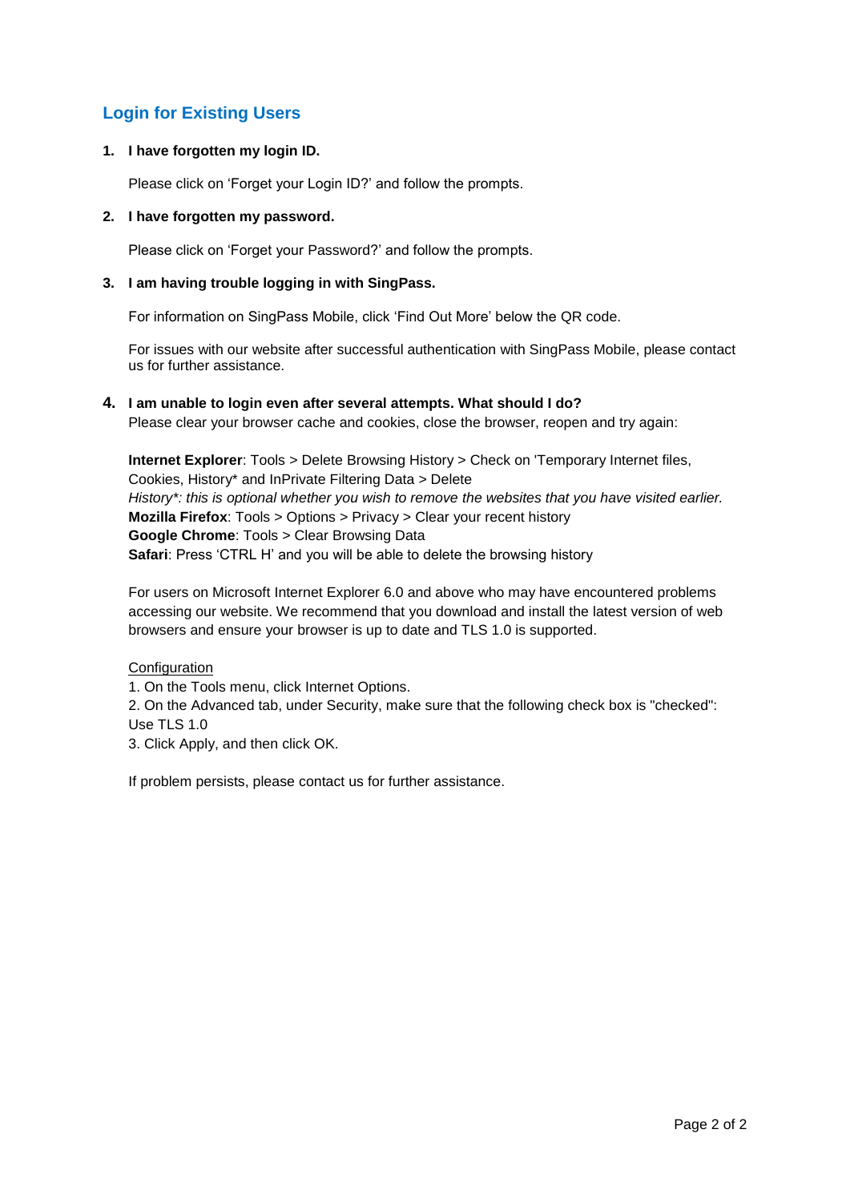## Login for Existing Users

1. **I have forgotten my login ID.**

   Please click on 'Forget your Login ID?' and follow the prompts.

2. **I have forgotten my password.**

   Please click on 'Forget your Password?' and follow the prompts.

3. **I am having trouble logging in with SingPass.**

   For information on SingPass Mobile, click 'Find Out More' below the QR code.

   For issues with our website after successful authentication with SingPass Mobile, please contact us for further assistance.

4. **I am unable to login even after several attempts. What should I do?**
   Please clear your browser cache and cookies, close the browser, reopen and try again:

   **Internet Explorer**: Tools > Delete Browsing History > Check on 'Temporary Internet files, Cookies, History* and InPrivate Filtering Data > Delete
   *History*: this is optional whether you wish to remove the websites that you have visited earlier.*
   **Mozilla Firefox**: Tools > Options > Privacy > Clear your recent history
   **Google Chrome**: Tools > Clear Browsing Data
   **Safari**: Press 'CTRL H' and you will be able to delete the browsing history

   For users on Microsoft Internet Explorer 6.0 and above who may have encountered problems accessing our website. We recommend that you download and install the latest version of web browsers and ensure your browser is up to date and TLS 1.0 is supported.

   <u>Configuration</u>
   1. On the Tools menu, click Internet Options.
   2. On the Advanced tab, under Security, make sure that the following check box is "checked": Use TLS 1.0
   3. Click Apply, and then click OK.

   If problem persists, please contact us for further assistance.